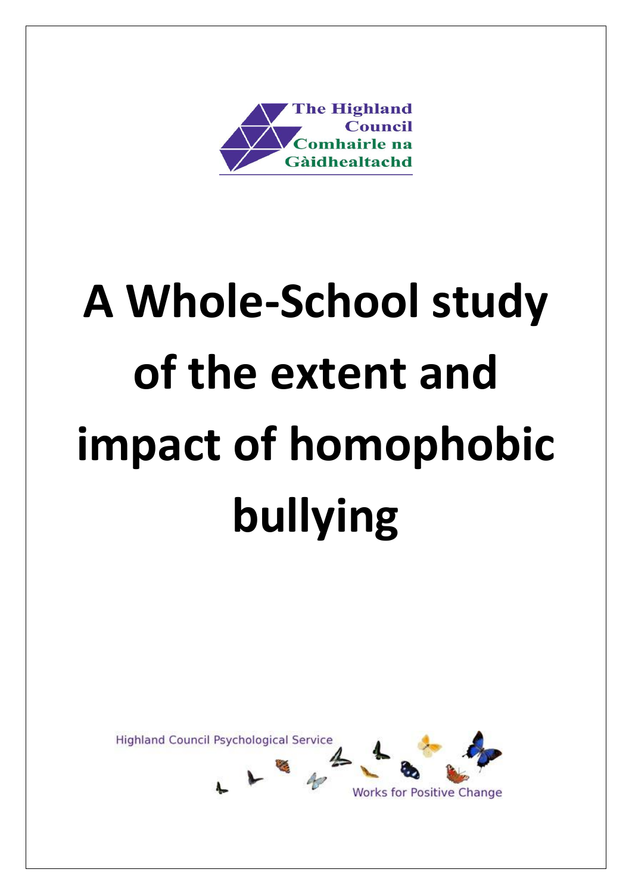The Highland Council
Comhairle na Gàidhealtachd

# A Whole-School study of the extent and impact of homophobic bullying

Highland Council Psychological Service

Works for Positive Change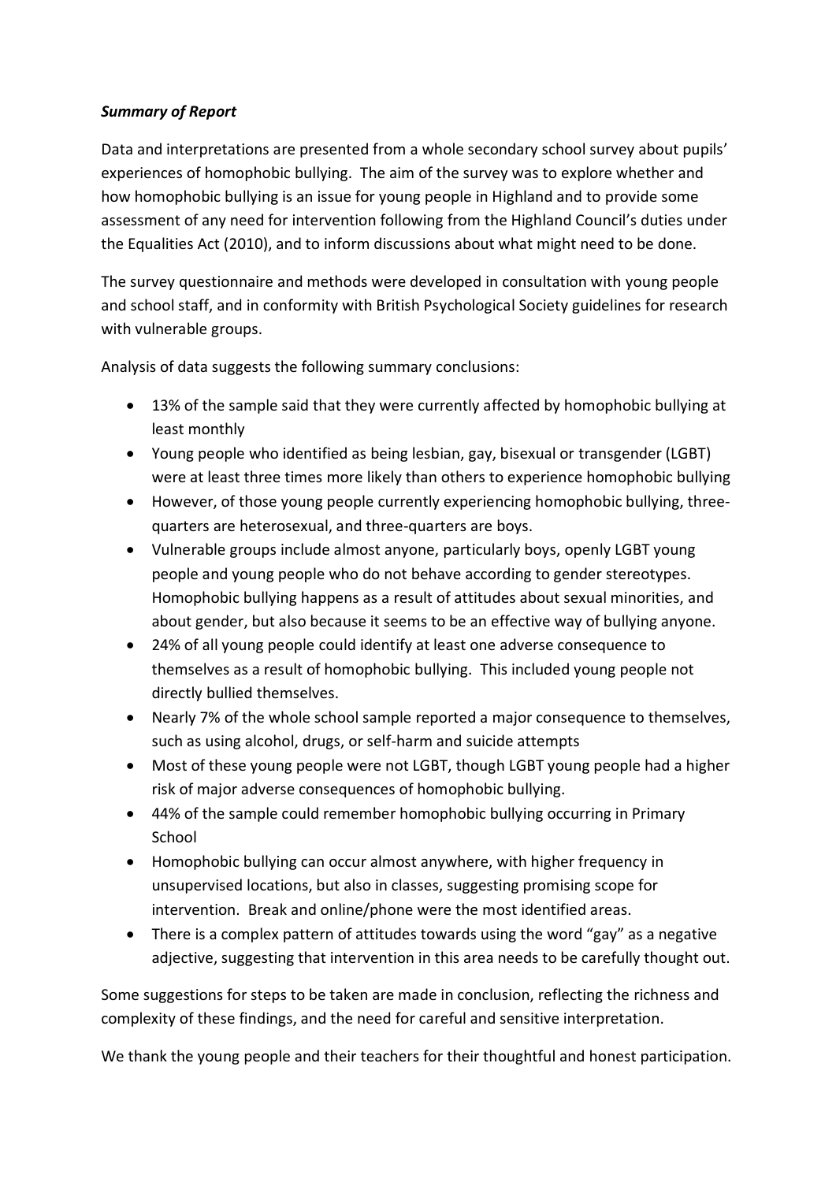***Summary of Report***

Data and interpretations are presented from a whole secondary school survey about pupils' experiences of homophobic bullying. The aim of the survey was to explore whether and how homophobic bullying is an issue for young people in Highland and to provide some assessment of any need for intervention following from the Highland Council's duties under the Equalities Act (2010), and to inform discussions about what might need to be done.

The survey questionnaire and methods were developed in consultation with young people and school staff, and in conformity with British Psychological Society guidelines for research with vulnerable groups.

Analysis of data suggests the following summary conclusions:

- 13% of the sample said that they were currently affected by homophobic bullying at least monthly
- Young people who identified as being lesbian, gay, bisexual or transgender (LGBT) were at least three times more likely than others to experience homophobic bullying
- However, of those young people currently experiencing homophobic bullying, three-quarters are heterosexual, and three-quarters are boys.
- Vulnerable groups include almost anyone, particularly boys, openly LGBT young people and young people who do not behave according to gender stereotypes. Homophobic bullying happens as a result of attitudes about sexual minorities, and about gender, but also because it seems to be an effective way of bullying anyone.
- 24% of all young people could identify at least one adverse consequence to themselves as a result of homophobic bullying. This included young people not directly bullied themselves.
- Nearly 7% of the whole school sample reported a major consequence to themselves, such as using alcohol, drugs, or self-harm and suicide attempts
- Most of these young people were not LGBT, though LGBT young people had a higher risk of major adverse consequences of homophobic bullying.
- 44% of the sample could remember homophobic bullying occurring in Primary School
- Homophobic bullying can occur almost anywhere, with higher frequency in unsupervised locations, but also in classes, suggesting promising scope for intervention. Break and online/phone were the most identified areas.
- There is a complex pattern of attitudes towards using the word "gay" as a negative adjective, suggesting that intervention in this area needs to be carefully thought out.

Some suggestions for steps to be taken are made in conclusion, reflecting the richness and complexity of these findings, and the need for careful and sensitive interpretation.

We thank the young people and their teachers for their thoughtful and honest participation.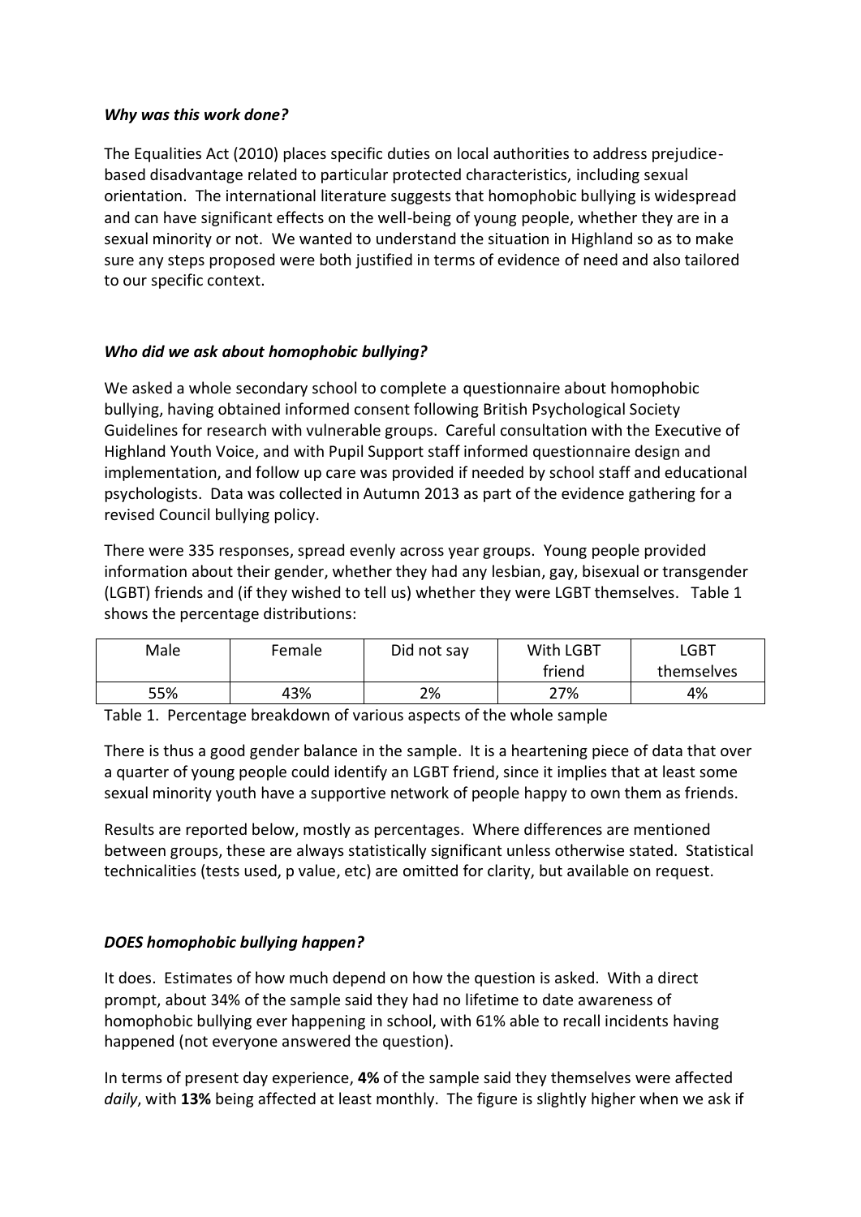### *Why was this work done?*

The Equalities Act (2010) places specific duties on local authorities to address prejudice-based disadvantage related to particular protected characteristics, including sexual orientation. The international literature suggests that homophobic bullying is widespread and can have significant effects on the well-being of young people, whether they are in a sexual minority or not. We wanted to understand the situation in Highland so as to make sure any steps proposed were both justified in terms of evidence of need and also tailored to our specific context.

### *Who did we ask about homophobic bullying?*

We asked a whole secondary school to complete a questionnaire about homophobic bullying, having obtained informed consent following British Psychological Society Guidelines for research with vulnerable groups. Careful consultation with the Executive of Highland Youth Voice, and with Pupil Support staff informed questionnaire design and implementation, and follow up care was provided if needed by school staff and educational psychologists. Data was collected in Autumn 2013 as part of the evidence gathering for a revised Council bullying policy.

There were 335 responses, spread evenly across year groups. Young people provided information about their gender, whether they had any lesbian, gay, bisexual or transgender (LGBT) friends and (if they wished to tell us) whether they were LGBT themselves. Table 1 shows the percentage distributions:

| Male | Female | Did not say | With LGBT friend | LGBT themselves |
|---|---|---|---|---|
| 55% | 43% | 2% | 27% | 4% |

Table 1. Percentage breakdown of various aspects of the whole sample

There is thus a good gender balance in the sample. It is a heartening piece of data that over a quarter of young people could identify an LGBT friend, since it implies that at least some sexual minority youth have a supportive network of people happy to own them as friends.

Results are reported below, mostly as percentages. Where differences are mentioned between groups, these are always statistically significant unless otherwise stated. Statistical technicalities (tests used, p value, etc) are omitted for clarity, but available on request.

### *DOES homophobic bullying happen?*

It does. Estimates of how much depend on how the question is asked. With a direct prompt, about 34% of the sample said they had no lifetime to date awareness of homophobic bullying ever happening in school, with 61% able to recall incidents having happened (not everyone answered the question).

In terms of present day experience, **4%** of the sample said they themselves were affected *daily*, with **13%** being affected at least monthly. The figure is slightly higher when we ask if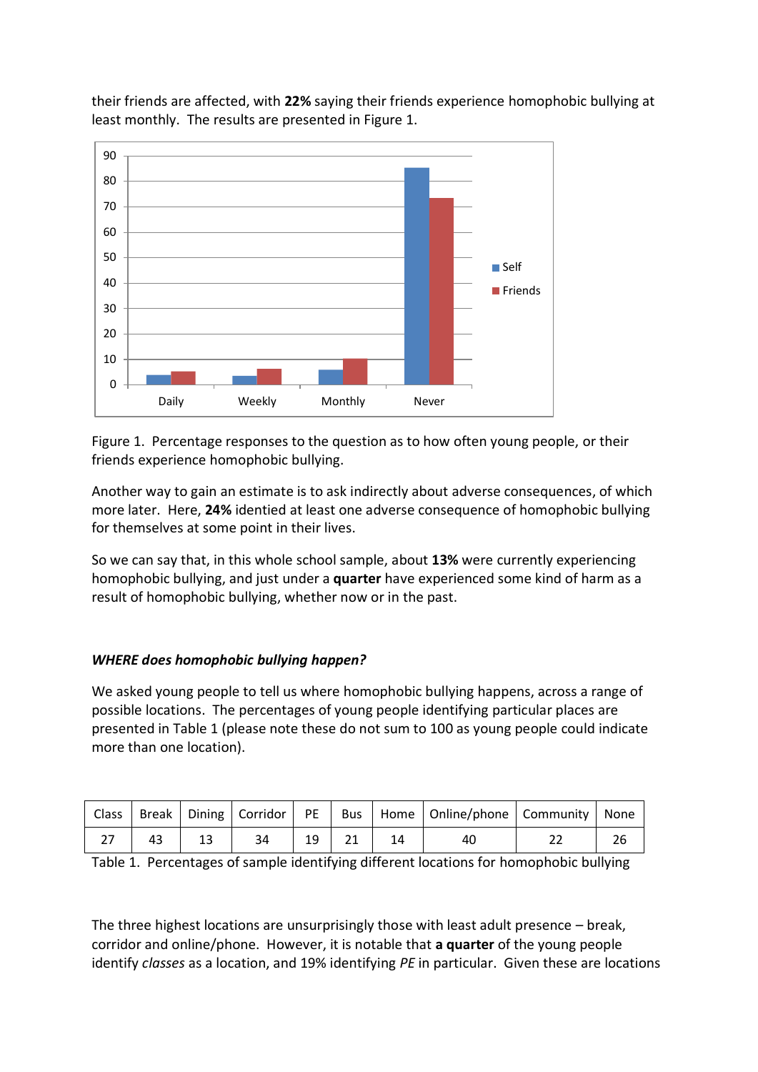their friends are affected, with **22%** saying their friends experience homophobic bullying at least monthly. The results are presented in Figure 1.

Figure 1. Percentage responses to the question as to how often young people, or their friends experience homophobic bullying.

Another way to gain an estimate is to ask indirectly about adverse consequences, of which more later. Here, **24%** identied at least one adverse consequence of homophobic bullying for themselves at some point in their lives.

So we can say that, in this whole school sample, about **13%** were currently experiencing homophobic bullying, and just under a **quarter** have experienced some kind of harm as a result of homophobic bullying, whether now or in the past.

### *WHERE does homophobic bullying happen?*

We asked young people to tell us where homophobic bullying happens, across a range of possible locations. The percentages of young people identifying particular places are presented in Table 1 (please note these do not sum to 100 as young people could indicate more than one location).

| Class | Break | Dining | Corridor | PE | Bus | Home | Online/phone | Community | None |
|---|---|---|---|---|---|---|---|---|---|
| 27 | 43 | 13 | 34 | 19 | 21 | 14 | 40 | 22 | 26 |

Table 1. Percentages of sample identifying different locations for homophobic bullying

The three highest locations are unsurprisingly those with least adult presence – break, corridor and online/phone. However, it is notable that **a quarter** of the young people identify *classes* as a location, and 19% identifying *PE* in particular. Given these are locations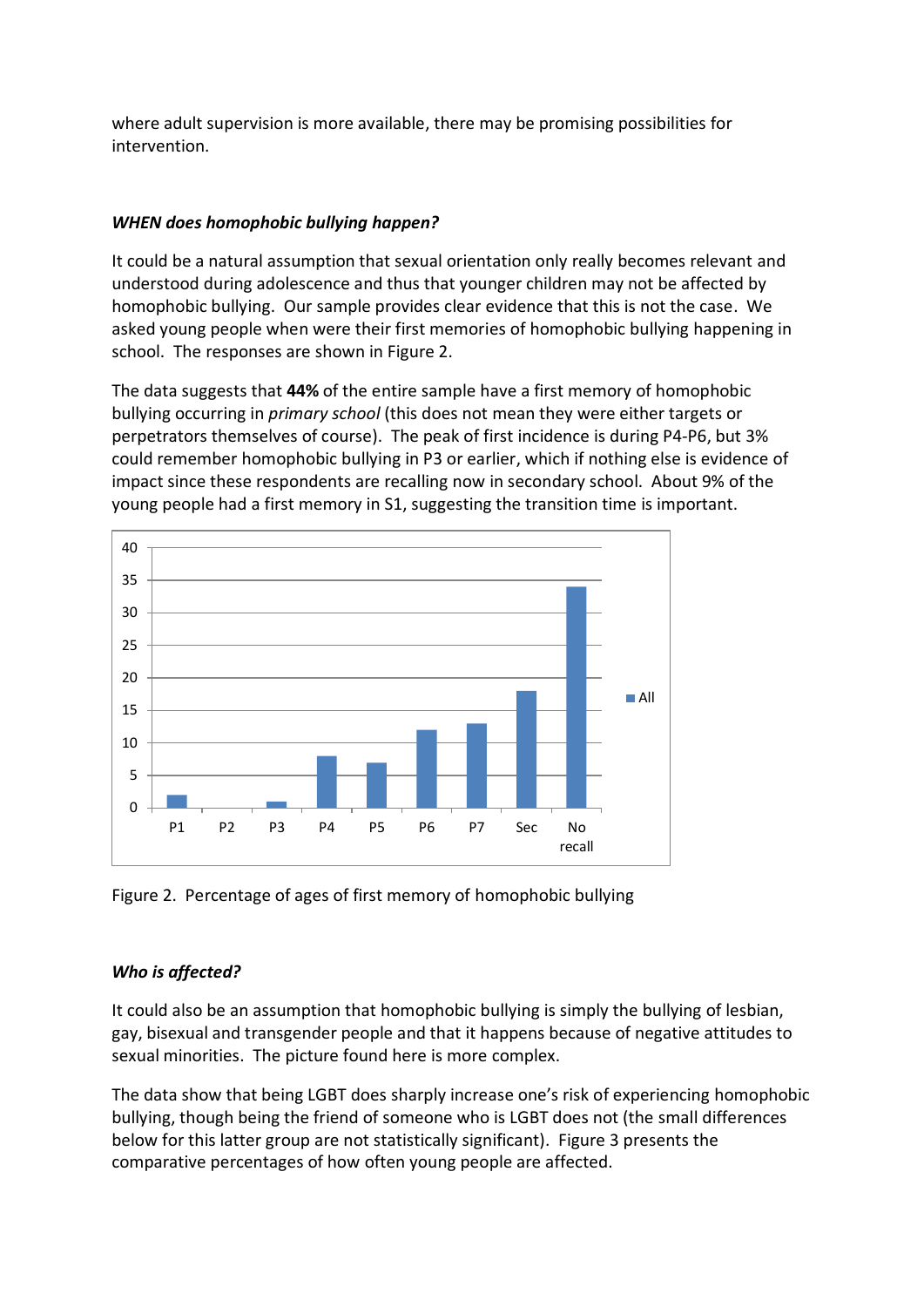where adult supervision is more available, there may be promising possibilities for intervention.

### *WHEN does homophobic bullying happen?*

It could be a natural assumption that sexual orientation only really becomes relevant and understood during adolescence and thus that younger children may not be affected by homophobic bullying. Our sample provides clear evidence that this is not the case. We asked young people when were their first memories of homophobic bullying happening in school. The responses are shown in Figure 2.

The data suggests that **44%** of the entire sample have a first memory of homophobic bullying occurring in *primary school* (this does not mean they were either targets or perpetrators themselves of course). The peak of first incidence is during P4-P6, but 3% could remember homophobic bullying in P3 or earlier, which if nothing else is evidence of impact since these respondents are recalling now in secondary school. About 9% of the young people had a first memory in S1, suggesting the transition time is important.

Figure 2. Percentage of ages of first memory of homophobic bullying

### *Who is affected?*

It could also be an assumption that homophobic bullying is simply the bullying of lesbian, gay, bisexual and transgender people and that it happens because of negative attitudes to sexual minorities. The picture found here is more complex.

The data show that being LGBT does sharply increase one's risk of experiencing homophobic bullying, though being the friend of someone who is LGBT does not (the small differences below for this latter group are not statistically significant). Figure 3 presents the comparative percentages of how often young people are affected.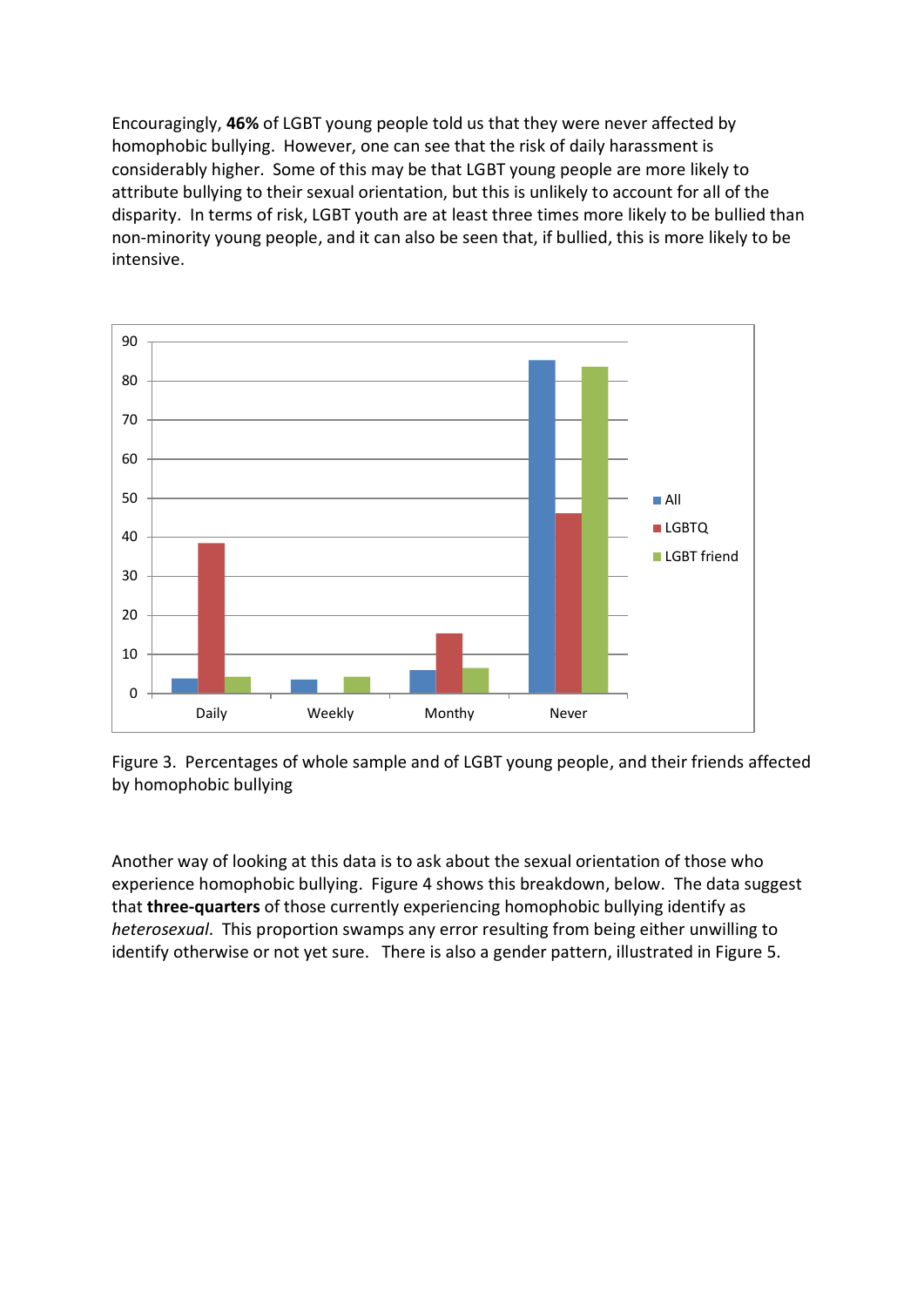Encouragingly, **46%** of LGBT young people told us that they were never affected by homophobic bullying. However, one can see that the risk of daily harassment is considerably higher. Some of this may be that LGBT young people are more likely to attribute bullying to their sexual orientation, but this is unlikely to account for all of the disparity. In terms of risk, LGBT youth are at least three times more likely to be bullied than non-minority young people, and it can also be seen that, if bullied, this is more likely to be intensive.

Figure 3. Percentages of whole sample and of LGBT young people, and their friends affected by homophobic bullying

Another way of looking at this data is to ask about the sexual orientation of those who experience homophobic bullying. Figure 4 shows this breakdown, below. The data suggest that **three-quarters** of those currently experiencing homophobic bullying identify as *heterosexual*. This proportion swamps any error resulting from being either unwilling to identify otherwise or not yet sure. There is also a gender pattern, illustrated in Figure 5.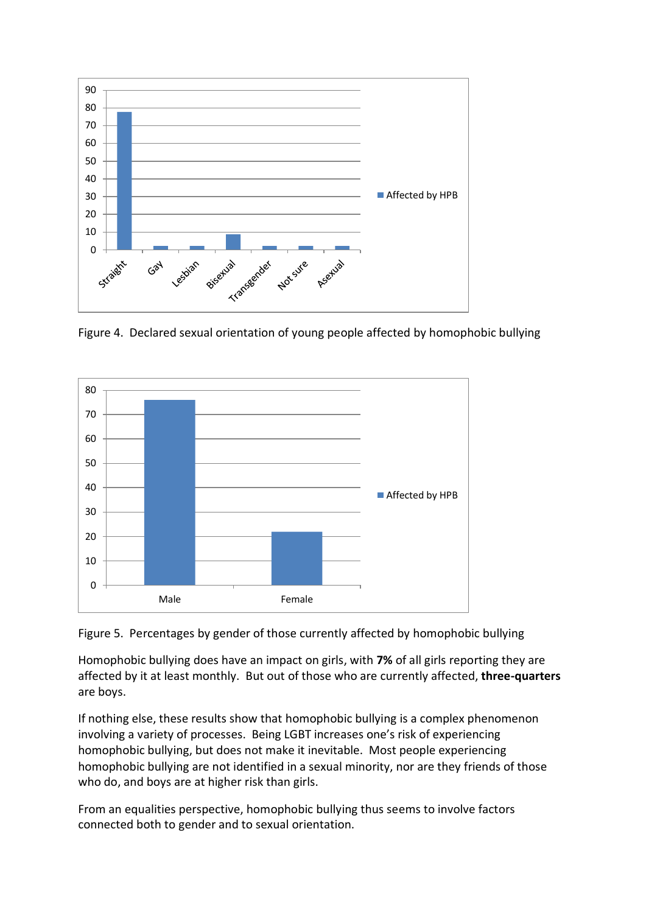Figure 4. Declared sexual orientation of young people affected by homophobic bullying

Figure 5. Percentages by gender of those currently affected by homophobic bullying

Homophobic bullying does have an impact on girls, with **7%** of all girls reporting they are affected by it at least monthly. But out of those who are currently affected, **three-quarters** are boys.

If nothing else, these results show that homophobic bullying is a complex phenomenon involving a variety of processes. Being LGBT increases one's risk of experiencing homophobic bullying, but does not make it inevitable. Most people experiencing homophobic bullying are not identified in a sexual minority, nor are they friends of those who do, and boys are at higher risk than girls.

From an equalities perspective, homophobic bullying thus seems to involve factors connected both to gender and to sexual orientation.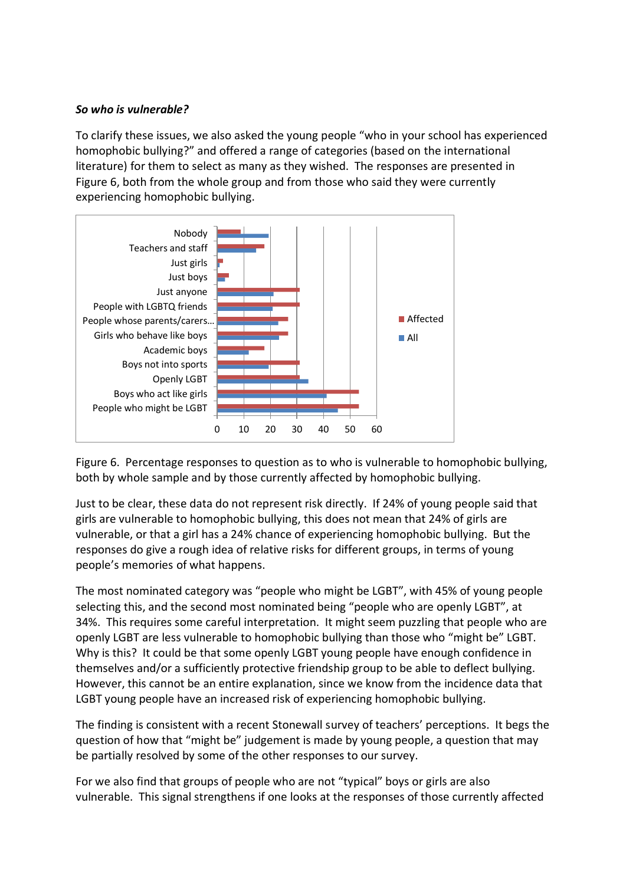***So who is vulnerable?***

To clarify these issues, we also asked the young people "who in your school has experienced homophobic bullying?" and offered a range of categories (based on the international literature) for them to select as many as they wished. The responses are presented in Figure 6, both from the whole group and from those who said they were currently experiencing homophobic bullying.

Figure 6. Percentage responses to question as to who is vulnerable to homophobic bullying, both by whole sample and by those currently affected by homophobic bullying.

Just to be clear, these data do not represent risk directly. If 24% of young people said that girls are vulnerable to homophobic bullying, this does not mean that 24% of girls are vulnerable, or that a girl has a 24% chance of experiencing homophobic bullying. But the responses do give a rough idea of relative risks for different groups, in terms of young people's memories of what happens.

The most nominated category was "people who might be LGBT", with 45% of young people selecting this, and the second most nominated being "people who are openly LGBT", at 34%. This requires some careful interpretation. It might seem puzzling that people who are openly LGBT are less vulnerable to homophobic bullying than those who "might be" LGBT. Why is this? It could be that some openly LGBT young people have enough confidence in themselves and/or a sufficiently protective friendship group to be able to deflect bullying. However, this cannot be an entire explanation, since we know from the incidence data that LGBT young people have an increased risk of experiencing homophobic bullying.

The finding is consistent with a recent Stonewall survey of teachers' perceptions. It begs the question of how that "might be" judgement is made by young people, a question that may be partially resolved by some of the other responses to our survey.

For we also find that groups of people who are not "typical" boys or girls are also vulnerable. This signal strengthens if one looks at the responses of those currently affected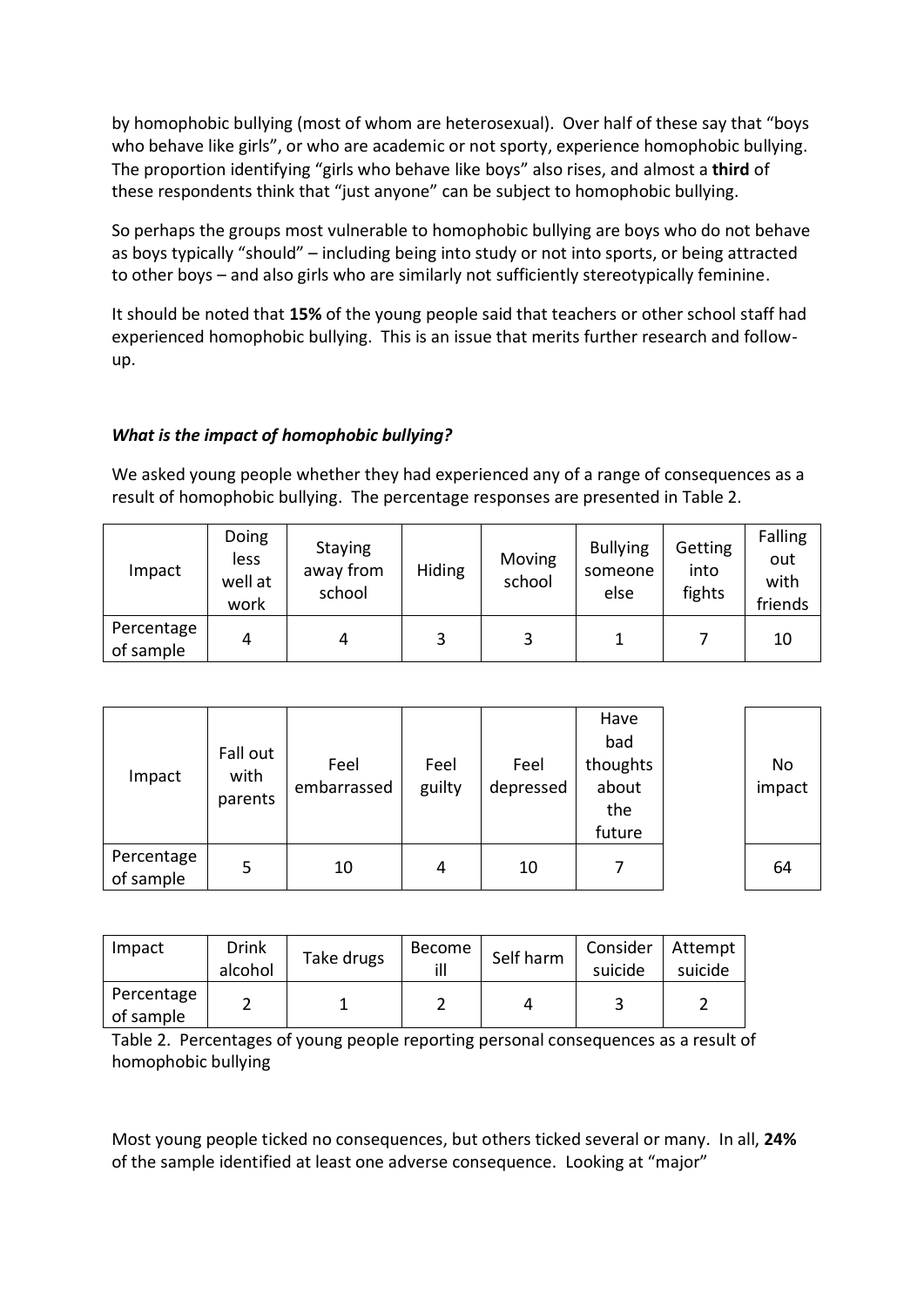by homophobic bullying (most of whom are heterosexual). Over half of these say that "boys who behave like girls", or who are academic or not sporty, experience homophobic bullying. The proportion identifying "girls who behave like boys" also rises, and almost a **third** of these respondents think that "just anyone" can be subject to homophobic bullying.

So perhaps the groups most vulnerable to homophobic bullying are boys who do not behave as boys typically "should" – including being into study or not into sports, or being attracted to other boys – and also girls who are similarly not sufficiently stereotypically feminine.

It should be noted that **15%** of the young people said that teachers or other school staff had experienced homophobic bullying. This is an issue that merits further research and follow-up.

### *What is the impact of homophobic bullying?*

We asked young people whether they had experienced any of a range of consequences as a result of homophobic bullying. The percentage responses are presented in Table 2.

| Impact | Doing less well at work | Staying away from school | Hiding | Moving school | Bullying someone else | Getting into fights | Falling out with friends |
|---|---|---|---|---|---|---|---|
| Percentage of sample | 4 | 4 | 3 | 3 | 1 | 7 | 10 |

| Impact | Fall out with parents | Feel embarrassed | Feel guilty | Feel depressed | Have bad thoughts about the future | No impact |
|---|---|---|---|---|---|---|
| Percentage of sample | 5 | 10 | 4 | 10 | 7 | 64 |

| Impact | Drink alcohol | Take drugs | Become ill | Self harm | Consider suicide | Attempt suicide |
|---|---|---|---|---|---|---|
| Percentage of sample | 2 | 1 | 2 | 4 | 3 | 2 |

Table 2. Percentages of young people reporting personal consequences as a result of homophobic bullying

Most young people ticked no consequences, but others ticked several or many. In all, **24%** of the sample identified at least one adverse consequence. Looking at "major"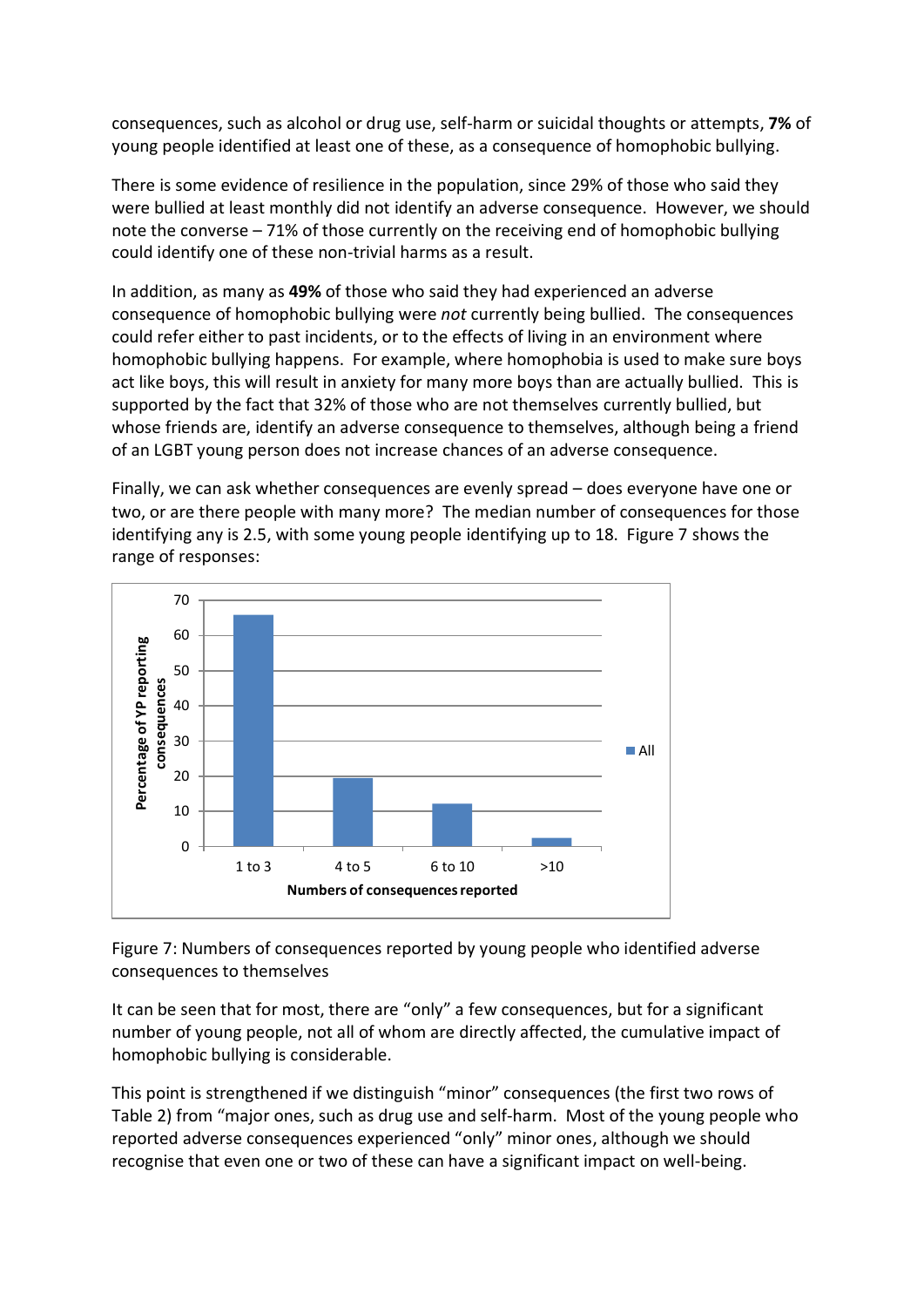consequences, such as alcohol or drug use, self-harm or suicidal thoughts or attempts, **7%** of young people identified at least one of these, as a consequence of homophobic bullying.

There is some evidence of resilience in the population, since 29% of those who said they were bullied at least monthly did not identify an adverse consequence. However, we should note the converse – 71% of those currently on the receiving end of homophobic bullying could identify one of these non-trivial harms as a result.

In addition, as many as **49%** of those who said they had experienced an adverse consequence of homophobic bullying were *not* currently being bullied. The consequences could refer either to past incidents, or to the effects of living in an environment where homophobic bullying happens. For example, where homophobia is used to make sure boys act like boys, this will result in anxiety for many more boys than are actually bullied. This is supported by the fact that 32% of those who are not themselves currently bullied, but whose friends are, identify an adverse consequence to themselves, although being a friend of an LGBT young person does not increase chances of an adverse consequence.

Finally, we can ask whether consequences are evenly spread – does everyone have one or two, or are there people with many more? The median number of consequences for those identifying any is 2.5, with some young people identifying up to 18. Figure 7 shows the range of responses:

Figure 7: Numbers of consequences reported by young people who identified adverse consequences to themselves

It can be seen that for most, there are "only" a few consequences, but for a significant number of young people, not all of whom are directly affected, the cumulative impact of homophobic bullying is considerable.

This point is strengthened if we distinguish "minor" consequences (the first two rows of Table 2) from "major ones, such as drug use and self-harm. Most of the young people who reported adverse consequences experienced "only" minor ones, although we should recognise that even one or two of these can have a significant impact on well-being.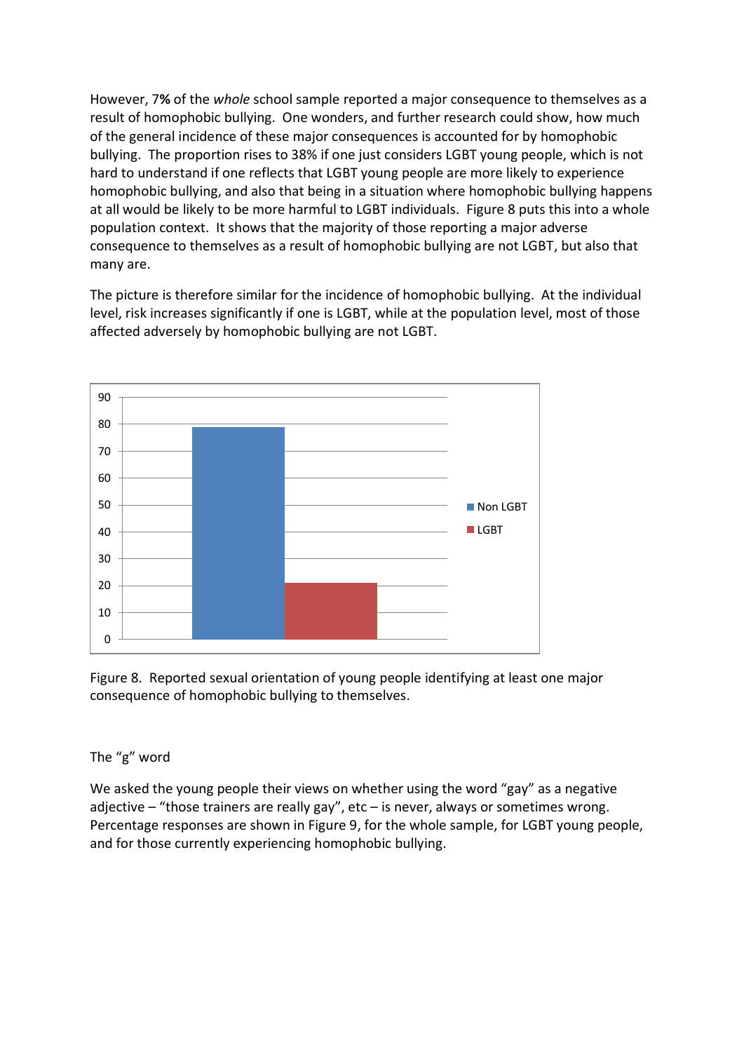However, 7**%** of the *whole* school sample reported a major consequence to themselves as a result of homophobic bullying. One wonders, and further research could show, how much of the general incidence of these major consequences is accounted for by homophobic bullying. The proportion rises to 38% if one just considers LGBT young people, which is not hard to understand if one reflects that LGBT young people are more likely to experience homophobic bullying, and also that being in a situation where homophobic bullying happens at all would be likely to be more harmful to LGBT individuals. Figure 8 puts this into a whole population context. It shows that the majority of those reporting a major adverse consequence to themselves as a result of homophobic bullying are not LGBT, but also that many are.

The picture is therefore similar for the incidence of homophobic bullying. At the individual level, risk increases significantly if one is LGBT, while at the population level, most of those affected adversely by homophobic bullying are not LGBT.

Figure 8. Reported sexual orientation of young people identifying at least one major consequence of homophobic bullying to themselves.

The "g" word

We asked the young people their views on whether using the word "gay" as a negative adjective – "those trainers are really gay", etc – is never, always or sometimes wrong. Percentage responses are shown in Figure 9, for the whole sample, for LGBT young people, and for those currently experiencing homophobic bullying.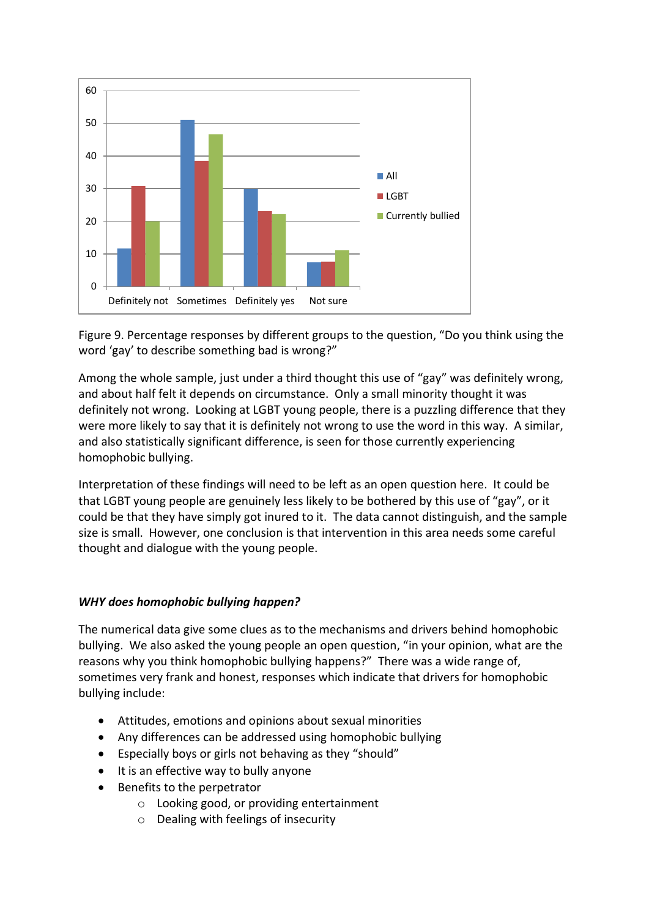Figure 9. Percentage responses by different groups to the question, “Do you think using the word ‘gay’ to describe something bad is wrong?”

Among the whole sample, just under a third thought this use of “gay” was definitely wrong, and about half felt it depends on circumstance. Only a small minority thought it was definitely not wrong. Looking at LGBT young people, there is a puzzling difference that they were more likely to say that it is definitely not wrong to use the word in this way. A similar, and also statistically significant difference, is seen for those currently experiencing homophobic bullying.

Interpretation of these findings will need to be left as an open question here. It could be that LGBT young people are genuinely less likely to be bothered by this use of “gay”, or it could be that they have simply got inured to it. The data cannot distinguish, and the sample size is small. However, one conclusion is that intervention in this area needs some careful thought and dialogue with the young people.

***WHY does homophobic bullying happen?***

The numerical data give some clues as to the mechanisms and drivers behind homophobic bullying. We also asked the young people an open question, “in your opinion, what are the reasons why you think homophobic bullying happens?” There was a wide range of, sometimes very frank and honest, responses which indicate that drivers for homophobic bullying include:

- Attitudes, emotions and opinions about sexual minorities
- Any differences can be addressed using homophobic bullying
- Especially boys or girls not behaving as they “should”
- It is an effective way to bully anyone
- Benefits to the perpetrator
    - Looking good, or providing entertainment
    - Dealing with feelings of insecurity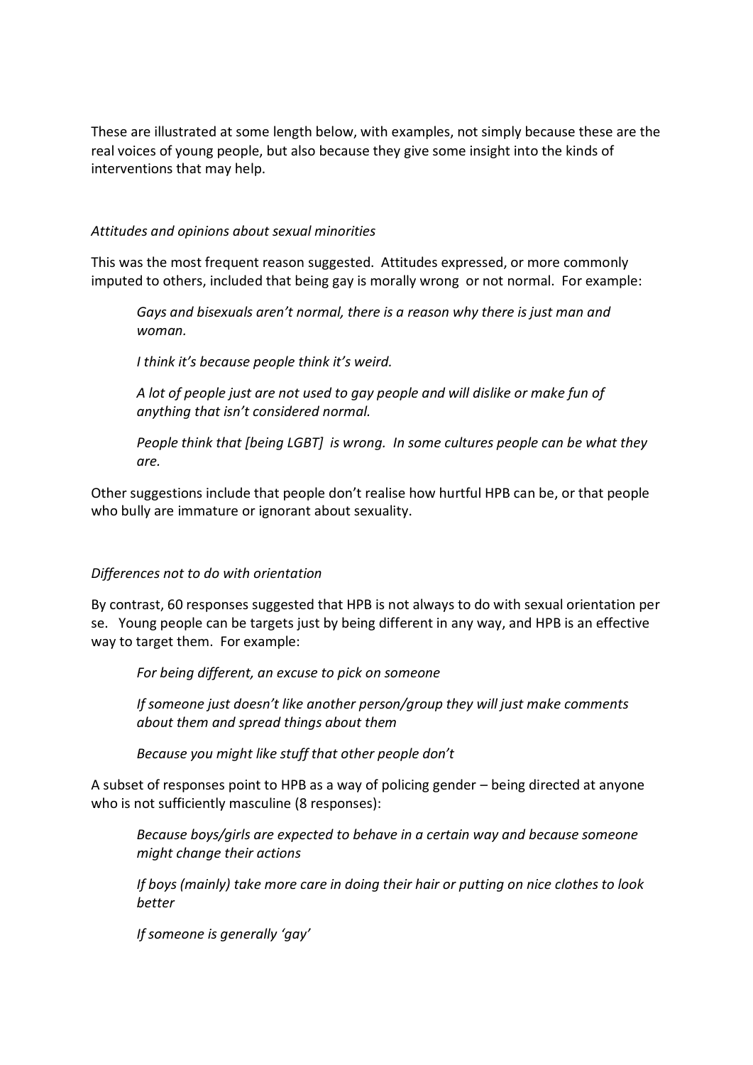These are illustrated at some length below, with examples, not simply because these are the real voices of young people, but also because they give some insight into the kinds of interventions that may help.

*Attitudes and opinions about sexual minorities*

This was the most frequent reason suggested. Attitudes expressed, or more commonly imputed to others, included that being gay is morally wrong or not normal. For example:

> *Gays and bisexuals aren't normal, there is a reason why there is just man and woman.*
>
> *I think it's because people think it's weird.*
>
> *A lot of people just are not used to gay people and will dislike or make fun of anything that isn't considered normal.*
>
> *People think that [being LGBT] is wrong. In some cultures people can be what they are.*

Other suggestions include that people don't realise how hurtful HPB can be, or that people who bully are immature or ignorant about sexuality.

*Differences not to do with orientation*

By contrast, 60 responses suggested that HPB is not always to do with sexual orientation per se. Young people can be targets just by being different in any way, and HPB is an effective way to target them. For example:

> *For being different, an excuse to pick on someone*
>
> *If someone just doesn't like another person/group they will just make comments about them and spread things about them*
>
> *Because you might like stuff that other people don't*

A subset of responses point to HPB as a way of policing gender – being directed at anyone who is not sufficiently masculine (8 responses):

> *Because boys/girls are expected to behave in a certain way and because someone might change their actions*
>
> *If boys (mainly) take more care in doing their hair or putting on nice clothes to look better*
>
> *If someone is generally 'gay'*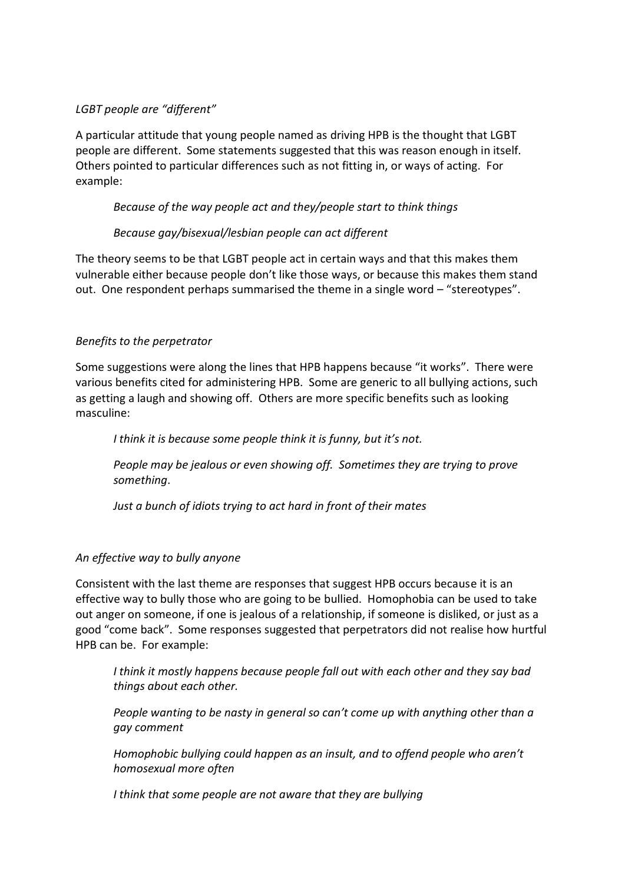*LGBT people are "different"*

A particular attitude that young people named as driving HPB is the thought that LGBT people are different. Some statements suggested that this was reason enough in itself. Others pointed to particular differences such as not fitting in, or ways of acting. For example:

> *Because of the way people act and they/people start to think things*
>
> *Because gay/bisexual/lesbian people can act different*

The theory seems to be that LGBT people act in certain ways and that this makes them vulnerable either because people don't like those ways, or because this makes them stand out. One respondent perhaps summarised the theme in a single word – "stereotypes".

*Benefits to the perpetrator*

Some suggestions were along the lines that HPB happens because "it works". There were various benefits cited for administering HPB. Some are generic to all bullying actions, such as getting a laugh and showing off. Others are more specific benefits such as looking masculine:

> *I think it is because some people think it is funny, but it's not.*
>
> *People may be jealous or even showing off. Sometimes they are trying to prove something.*
>
> *Just a bunch of idiots trying to act hard in front of their mates*

*An effective way to bully anyone*

Consistent with the last theme are responses that suggest HPB occurs because it is an effective way to bully those who are going to be bullied. Homophobia can be used to take out anger on someone, if one is jealous of a relationship, if someone is disliked, or just as a good "come back". Some responses suggested that perpetrators did not realise how hurtful HPB can be. For example:

> *I think it mostly happens because people fall out with each other and they say bad things about each other.*
>
> *People wanting to be nasty in general so can't come up with anything other than a gay comment*
>
> *Homophobic bullying could happen as an insult, and to offend people who aren't homosexual more often*
>
> *I think that some people are not aware that they are bullying*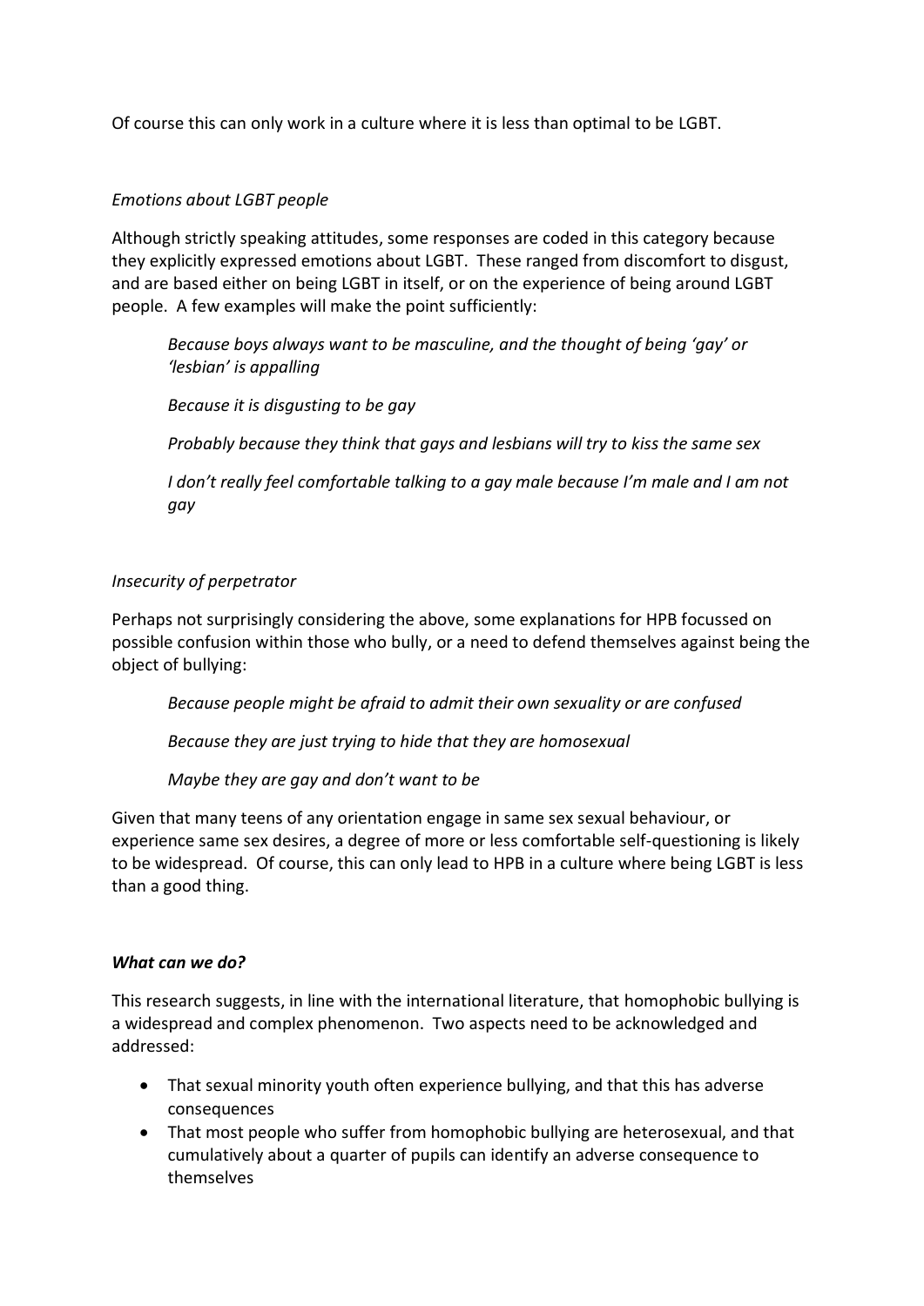Of course this can only work in a culture where it is less than optimal to be LGBT.

*Emotions about LGBT people*

Although strictly speaking attitudes, some responses are coded in this category because they explicitly expressed emotions about LGBT. These ranged from discomfort to disgust, and are based either on being LGBT in itself, or on the experience of being around LGBT people. A few examples will make the point sufficiently:

> *Because boys always want to be masculine, and the thought of being 'gay' or 'lesbian' is appalling*
>
> *Because it is disgusting to be gay*
>
> *Probably because they think that gays and lesbians will try to kiss the same sex*
>
> *I don't really feel comfortable talking to a gay male because I'm male and I am not gay*

*Insecurity of perpetrator*

Perhaps not surprisingly considering the above, some explanations for HPB focussed on possible confusion within those who bully, or a need to defend themselves against being the object of bullying:

> *Because people might be afraid to admit their own sexuality or are confused*
>
> *Because they are just trying to hide that they are homosexual*
>
> *Maybe they are gay and don't want to be*

Given that many teens of any orientation engage in same sex sexual behaviour, or experience same sex desires, a degree of more or less comfortable self-questioning is likely to be widespread. Of course, this can only lead to HPB in a culture where being LGBT is less than a good thing.

***What can we do?***

This research suggests, in line with the international literature, that homophobic bullying is a widespread and complex phenomenon. Two aspects need to be acknowledged and addressed:

- That sexual minority youth often experience bullying, and that this has adverse consequences
- That most people who suffer from homophobic bullying are heterosexual, and that cumulatively about a quarter of pupils can identify an adverse consequence to themselves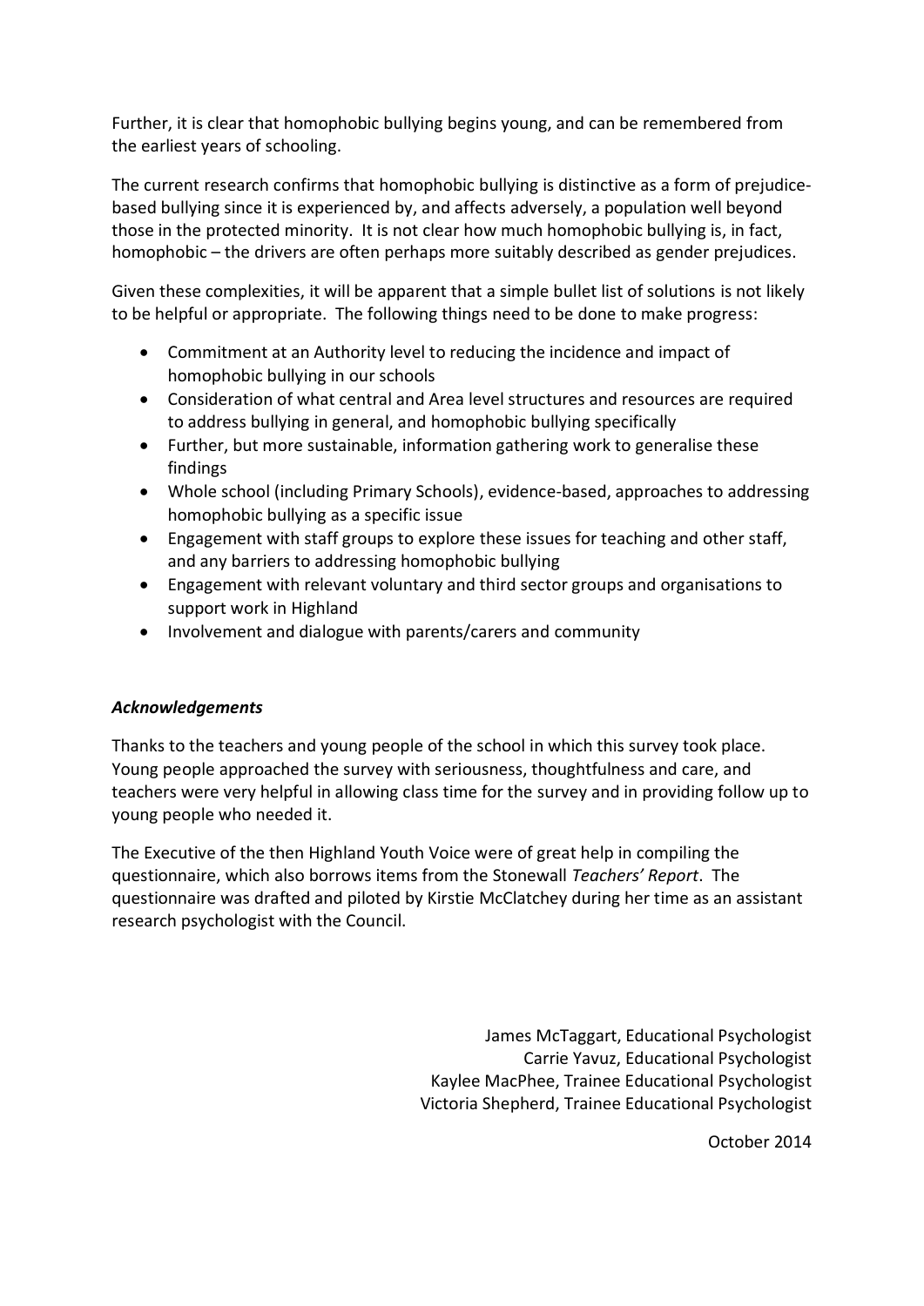Further, it is clear that homophobic bullying begins young, and can be remembered from the earliest years of schooling.

The current research confirms that homophobic bullying is distinctive as a form of prejudice-based bullying since it is experienced by, and affects adversely, a population well beyond those in the protected minority. It is not clear how much homophobic bullying is, in fact, homophobic – the drivers are often perhaps more suitably described as gender prejudices.

Given these complexities, it will be apparent that a simple bullet list of solutions is not likely to be helpful or appropriate. The following things need to be done to make progress:

- Commitment at an Authority level to reducing the incidence and impact of homophobic bullying in our schools
- Consideration of what central and Area level structures and resources are required to address bullying in general, and homophobic bullying specifically
- Further, but more sustainable, information gathering work to generalise these findings
- Whole school (including Primary Schools), evidence-based, approaches to addressing homophobic bullying as a specific issue
- Engagement with staff groups to explore these issues for teaching and other staff, and any barriers to addressing homophobic bullying
- Engagement with relevant voluntary and third sector groups and organisations to support work in Highland
- Involvement and dialogue with parents/carers and community

***Acknowledgements***

Thanks to the teachers and young people of the school in which this survey took place. Young people approached the survey with seriousness, thoughtfulness and care, and teachers were very helpful in allowing class time for the survey and in providing follow up to young people who needed it.

The Executive of the then Highland Youth Voice were of great help in compiling the questionnaire, which also borrows items from the Stonewall *Teachers' Report*. The questionnaire was drafted and piloted by Kirstie McClatchey during her time as an assistant research psychologist with the Council.

James McTaggart, Educational Psychologist
Carrie Yavuz, Educational Psychologist
Kaylee MacPhee, Trainee Educational Psychologist
Victoria Shepherd, Trainee Educational Psychologist

October 2014